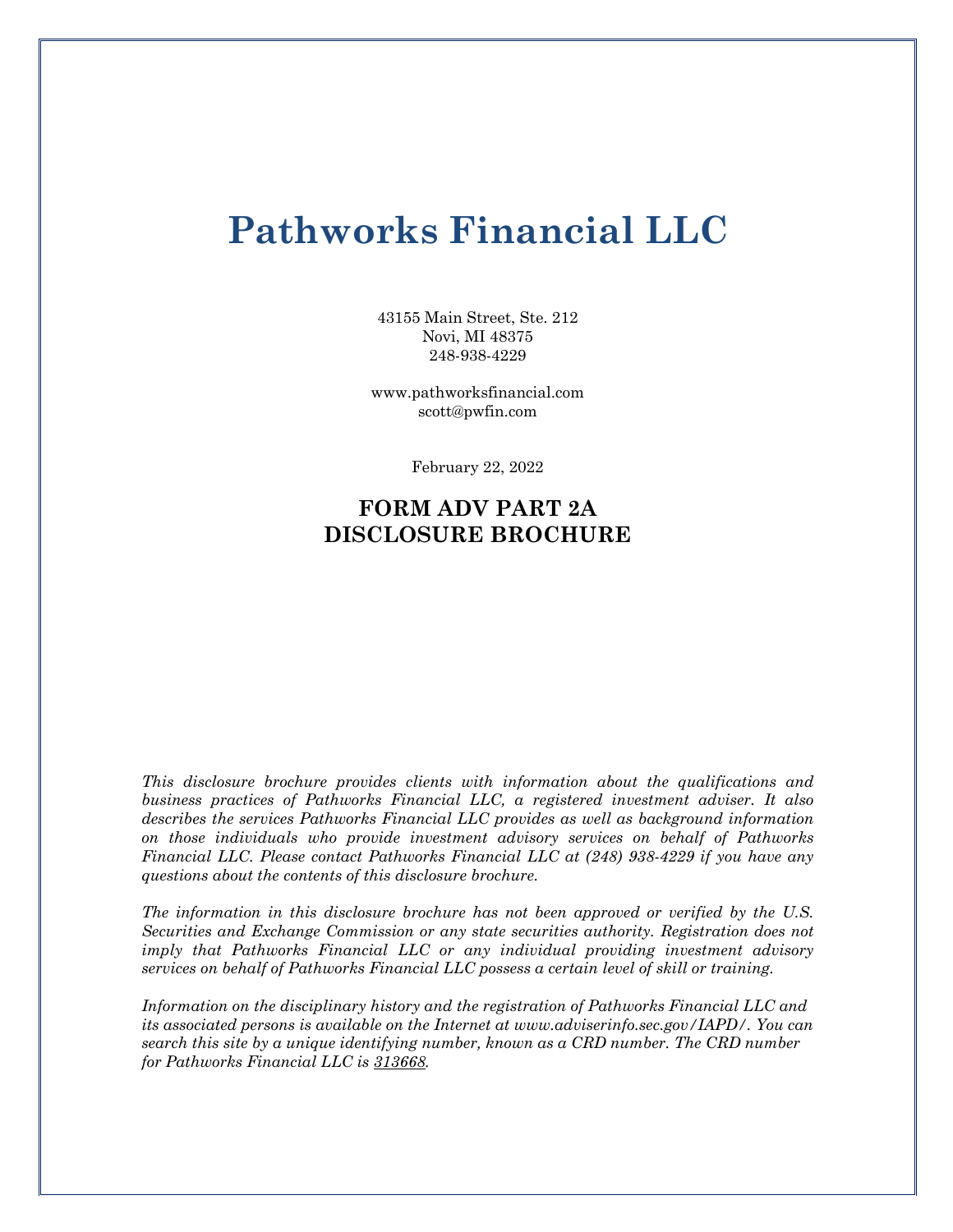# Pathworks Financial LLC

43155 Main Street, Ste. 212
Novi, MI 48375
248-938-4229

www.pathworksfinancial.com
scott@pwfin.com

February 22, 2022

## FORM ADV PART 2A
## DISCLOSURE BROCHURE

*This disclosure brochure provides clients with information about the qualifications and business practices of Pathworks Financial LLC, a registered investment adviser. It also describes the services Pathworks Financial LLC provides as well as background information on those individuals who provide investment advisory services on behalf of Pathworks Financial LLC. Please contact Pathworks Financial LLC at (248) 938-4229 if you have any questions about the contents of this disclosure brochure.*

*The information in this disclosure brochure has not been approved or verified by the U.S. Securities and Exchange Commission or any state securities authority. Registration does not imply that Pathworks Financial LLC or any individual providing investment advisory services on behalf of Pathworks Financial LLC possess a certain level of skill or training.*

*Information on the disciplinary history and the registration of Pathworks Financial LLC and its associated persons is available on the Internet at www.adviserinfo.sec.gov/IAPD/. You can search this site by a unique identifying number, known as a CRD number. The CRD number for Pathworks Financial LLC is 313668.*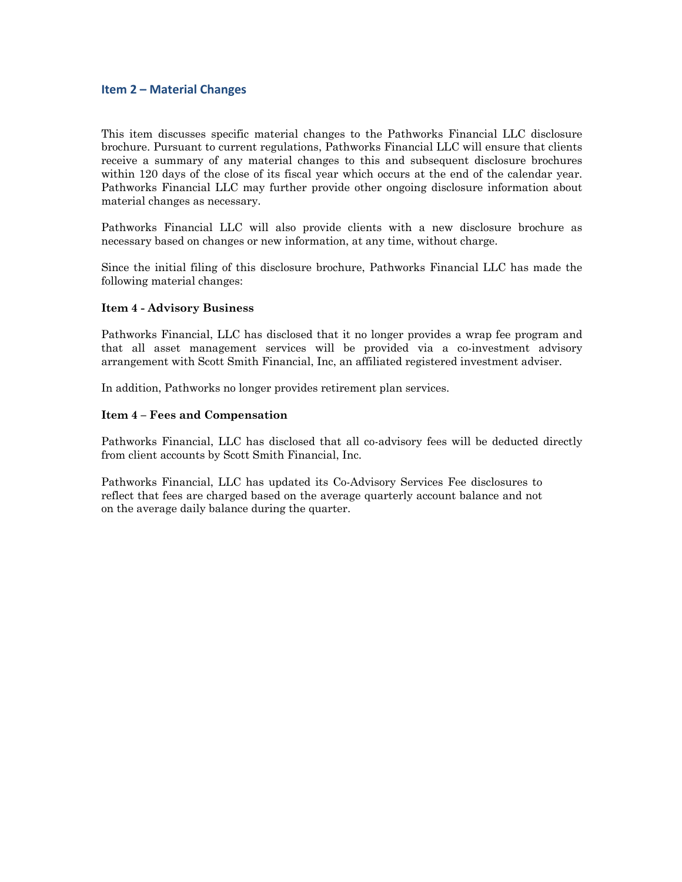## Item 2 – Material Changes

This item discusses specific material changes to the Pathworks Financial LLC disclosure brochure. Pursuant to current regulations, Pathworks Financial LLC will ensure that clients receive a summary of any material changes to this and subsequent disclosure brochures within 120 days of the close of its fiscal year which occurs at the end of the calendar year. Pathworks Financial LLC may further provide other ongoing disclosure information about material changes as necessary.

Pathworks Financial LLC will also provide clients with a new disclosure brochure as necessary based on changes or new information, at any time, without charge.

Since the initial filing of this disclosure brochure, Pathworks Financial LLC has made the following material changes:

**Item 4 - Advisory Business**

Pathworks Financial, LLC has disclosed that it no longer provides a wrap fee program and that all asset management services will be provided via a co-investment advisory arrangement with Scott Smith Financial, Inc, an affiliated registered investment adviser.

In addition, Pathworks no longer provides retirement plan services.

**Item 4 – Fees and Compensation**

Pathworks Financial, LLC has disclosed that all co-advisory fees will be deducted directly from client accounts by Scott Smith Financial, Inc.

Pathworks Financial, LLC has updated its Co-Advisory Services Fee disclosures to reflect that fees are charged based on the average quarterly account balance and not on the average daily balance during the quarter.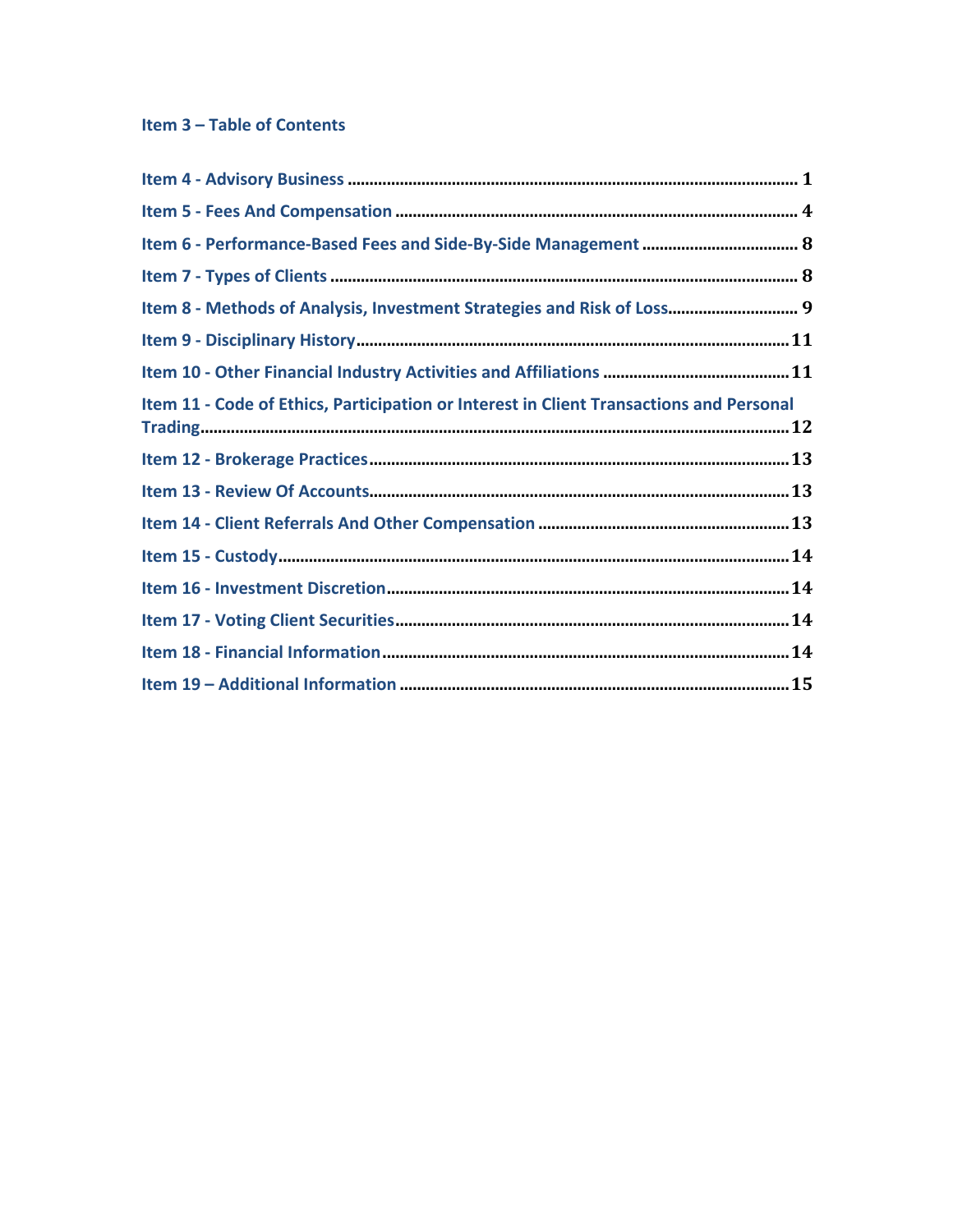## Item 3 – Table of Contents

Item 4 - Advisory Business ........................................................................................................ 1

Item 5 - Fees And Compensation ............................................................................................ 4

Item 6 - Performance-Based Fees and Side-By-Side Management ..................................... 8

Item 7 - Types of Clients ............................................................................................................ 8

Item 8 - Methods of Analysis, Investment Strategies and Risk of Loss.............................. 9

Item 9 - Disciplinary History.................................................................................................... 11

Item 10 - Other Financial Industry Activities and Affiliations ............................................ 11

Item 11 - Code of Ethics, Participation or Interest in Client Transactions and Personal Trading........................................................................................................................................ 12

Item 12 - Brokerage Practices................................................................................................. 13

Item 13 - Review Of Accounts................................................................................................. 13

Item 14 - Client Referrals And Other Compensation ........................................................... 13

Item 15 - Custody...................................................................................................................... 14

Item 16 - Investment Discretion............................................................................................. 14

Item 17 - Voting Client Securities........................................................................................... 14

Item 18 - Financial Information.............................................................................................. 14

Item 19 – Additional Information .......................................................................................... 15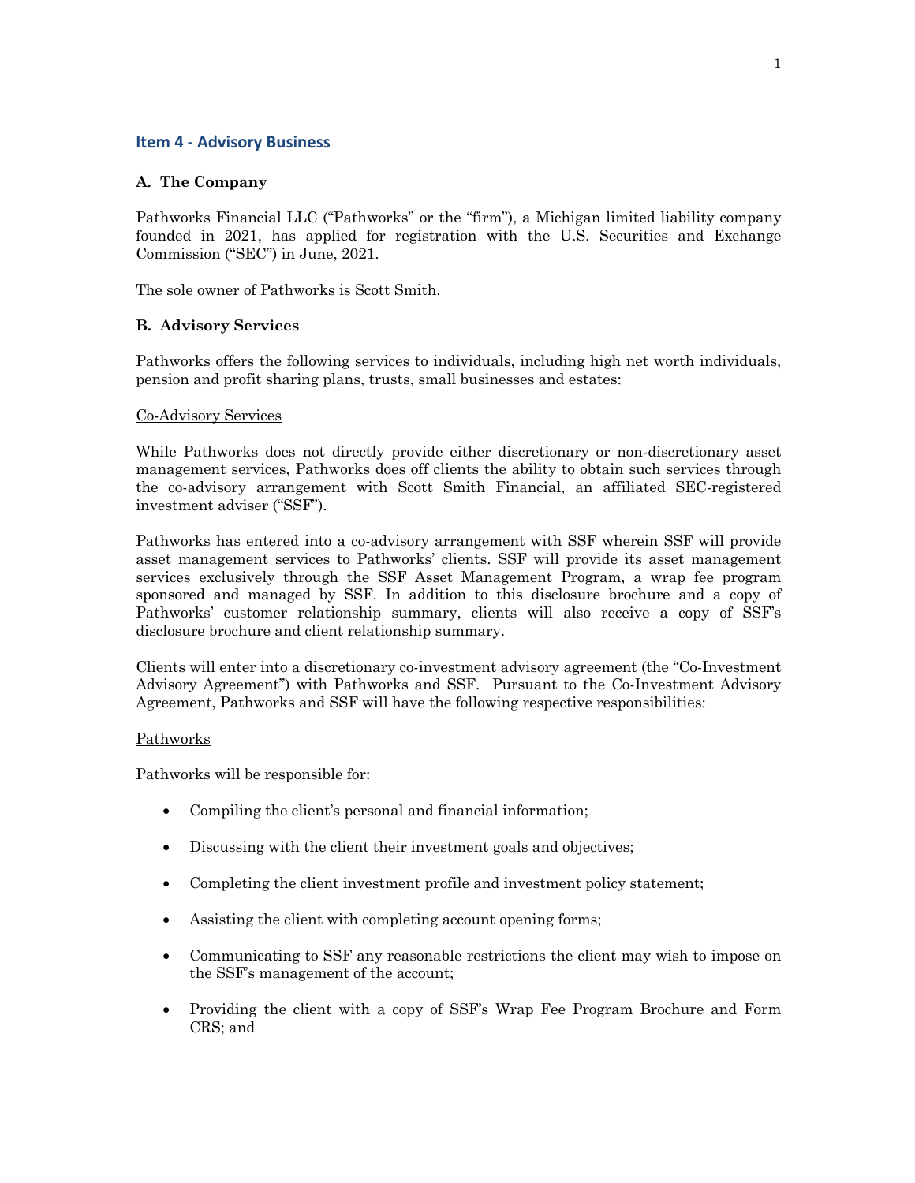## Item 4 - Advisory Business

### A. The Company

Pathworks Financial LLC ("Pathworks" or the "firm"), a Michigan limited liability company founded in 2021, has applied for registration with the U.S. Securities and Exchange Commission ("SEC") in June, 2021.

The sole owner of Pathworks is Scott Smith.

### B. Advisory Services

Pathworks offers the following services to individuals, including high net worth individuals, pension and profit sharing plans, trusts, small businesses and estates:

Co-Advisory Services

While Pathworks does not directly provide either discretionary or non-discretionary asset management services, Pathworks does off clients the ability to obtain such services through the co-advisory arrangement with Scott Smith Financial, an affiliated SEC-registered investment adviser ("SSF").

Pathworks has entered into a co-advisory arrangement with SSF wherein SSF will provide asset management services to Pathworks' clients. SSF will provide its asset management services exclusively through the SSF Asset Management Program, a wrap fee program sponsored and managed by SSF. In addition to this disclosure brochure and a copy of Pathworks' customer relationship summary, clients will also receive a copy of SSF's disclosure brochure and client relationship summary.

Clients will enter into a discretionary co-investment advisory agreement (the "Co-Investment Advisory Agreement") with Pathworks and SSF. Pursuant to the Co-Investment Advisory Agreement, Pathworks and SSF will have the following respective responsibilities:

Pathworks

Pathworks will be responsible for:

- Compiling the client's personal and financial information;
- Discussing with the client their investment goals and objectives;
- Completing the client investment profile and investment policy statement;
- Assisting the client with completing account opening forms;
- Communicating to SSF any reasonable restrictions the client may wish to impose on the SSF's management of the account;
- Providing the client with a copy of SSF's Wrap Fee Program Brochure and Form CRS; and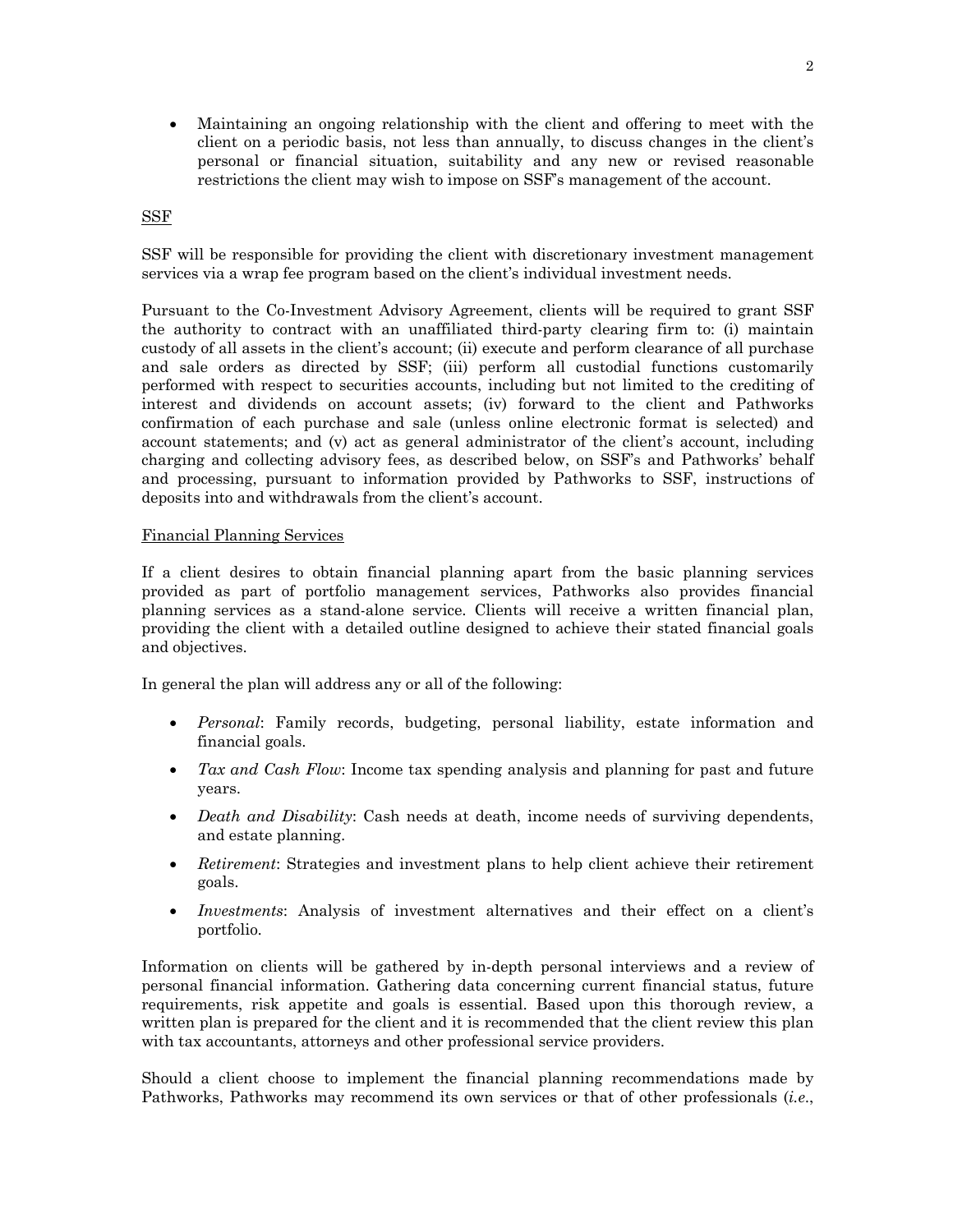- Maintaining an ongoing relationship with the client and offering to meet with the client on a periodic basis, not less than annually, to discuss changes in the client's personal or financial situation, suitability and any new or revised reasonable restrictions the client may wish to impose on SSF's management of the account.

SSF

SSF will be responsible for providing the client with discretionary investment management services via a wrap fee program based on the client's individual investment needs.

Pursuant to the Co-Investment Advisory Agreement, clients will be required to grant SSF the authority to contract with an unaffiliated third-party clearing firm to: (i) maintain custody of all assets in the client's account; (ii) execute and perform clearance of all purchase and sale orders as directed by SSF; (iii) perform all custodial functions customarily performed with respect to securities accounts, including but not limited to the crediting of interest and dividends on account assets; (iv) forward to the client and Pathworks confirmation of each purchase and sale (unless online electronic format is selected) and account statements; and (v) act as general administrator of the client's account, including charging and collecting advisory fees, as described below, on SSF's and Pathworks' behalf and processing, pursuant to information provided by Pathworks to SSF, instructions of deposits into and withdrawals from the client's account.

Financial Planning Services

If a client desires to obtain financial planning apart from the basic planning services provided as part of portfolio management services, Pathworks also provides financial planning services as a stand-alone service. Clients will receive a written financial plan, providing the client with a detailed outline designed to achieve their stated financial goals and objectives.

In general the plan will address any or all of the following:

- *Personal*: Family records, budgeting, personal liability, estate information and financial goals.
- *Tax and Cash Flow*: Income tax spending analysis and planning for past and future years.
- *Death and Disability*: Cash needs at death, income needs of surviving dependents, and estate planning.
- *Retirement*: Strategies and investment plans to help client achieve their retirement goals.
- *Investments*: Analysis of investment alternatives and their effect on a client's portfolio.

Information on clients will be gathered by in-depth personal interviews and a review of personal financial information. Gathering data concerning current financial status, future requirements, risk appetite and goals is essential. Based upon this thorough review, a written plan is prepared for the client and it is recommended that the client review this plan with tax accountants, attorneys and other professional service providers.

Should a client choose to implement the financial planning recommendations made by Pathworks, Pathworks may recommend its own services or that of other professionals (*i.e.*,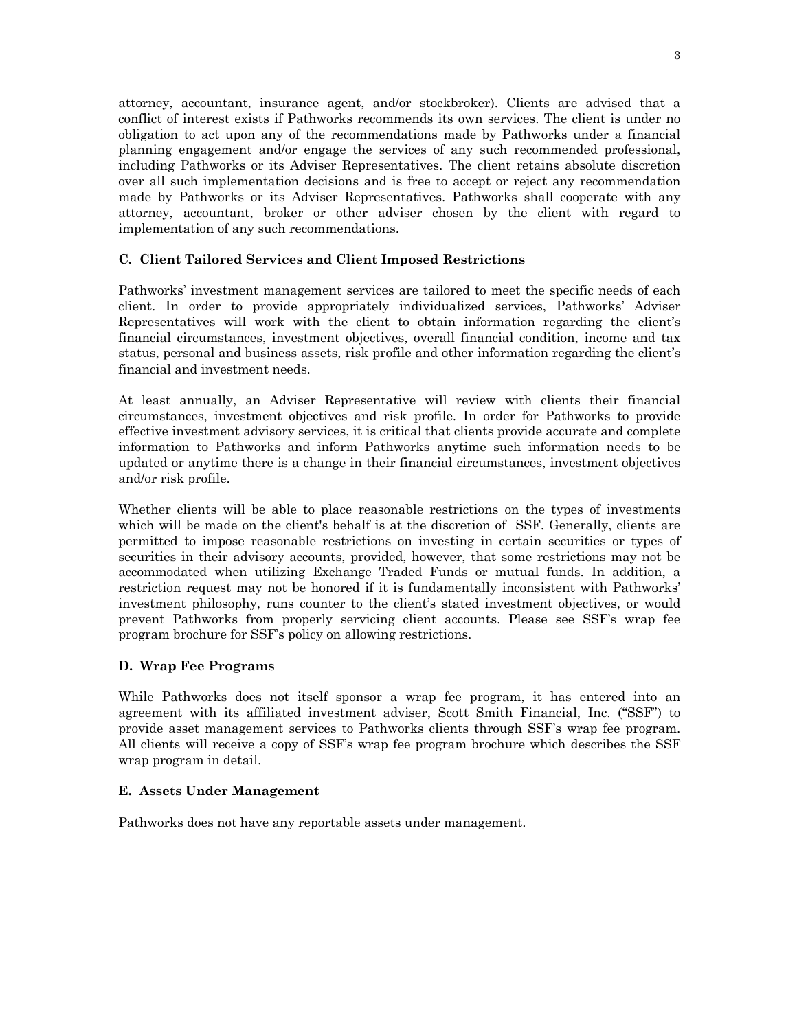attorney, accountant, insurance agent, and/or stockbroker). Clients are advised that a conflict of interest exists if Pathworks recommends its own services. The client is under no obligation to act upon any of the recommendations made by Pathworks under a financial planning engagement and/or engage the services of any such recommended professional, including Pathworks or its Adviser Representatives. The client retains absolute discretion over all such implementation decisions and is free to accept or reject any recommendation made by Pathworks or its Adviser Representatives. Pathworks shall cooperate with any attorney, accountant, broker or other adviser chosen by the client with regard to implementation of any such recommendations.

### C. Client Tailored Services and Client Imposed Restrictions

Pathworks' investment management services are tailored to meet the specific needs of each client. In order to provide appropriately individualized services, Pathworks' Adviser Representatives will work with the client to obtain information regarding the client's financial circumstances, investment objectives, overall financial condition, income and tax status, personal and business assets, risk profile and other information regarding the client's financial and investment needs.

At least annually, an Adviser Representative will review with clients their financial circumstances, investment objectives and risk profile. In order for Pathworks to provide effective investment advisory services, it is critical that clients provide accurate and complete information to Pathworks and inform Pathworks anytime such information needs to be updated or anytime there is a change in their financial circumstances, investment objectives and/or risk profile.

Whether clients will be able to place reasonable restrictions on the types of investments which will be made on the client's behalf is at the discretion of SSF. Generally, clients are permitted to impose reasonable restrictions on investing in certain securities or types of securities in their advisory accounts, provided, however, that some restrictions may not be accommodated when utilizing Exchange Traded Funds or mutual funds. In addition, a restriction request may not be honored if it is fundamentally inconsistent with Pathworks' investment philosophy, runs counter to the client's stated investment objectives, or would prevent Pathworks from properly servicing client accounts. Please see SSF's wrap fee program brochure for SSF's policy on allowing restrictions.

### D. Wrap Fee Programs

While Pathworks does not itself sponsor a wrap fee program, it has entered into an agreement with its affiliated investment adviser, Scott Smith Financial, Inc. ("SSF") to provide asset management services to Pathworks clients through SSF's wrap fee program. All clients will receive a copy of SSF's wrap fee program brochure which describes the SSF wrap program in detail.

### E. Assets Under Management

Pathworks does not have any reportable assets under management.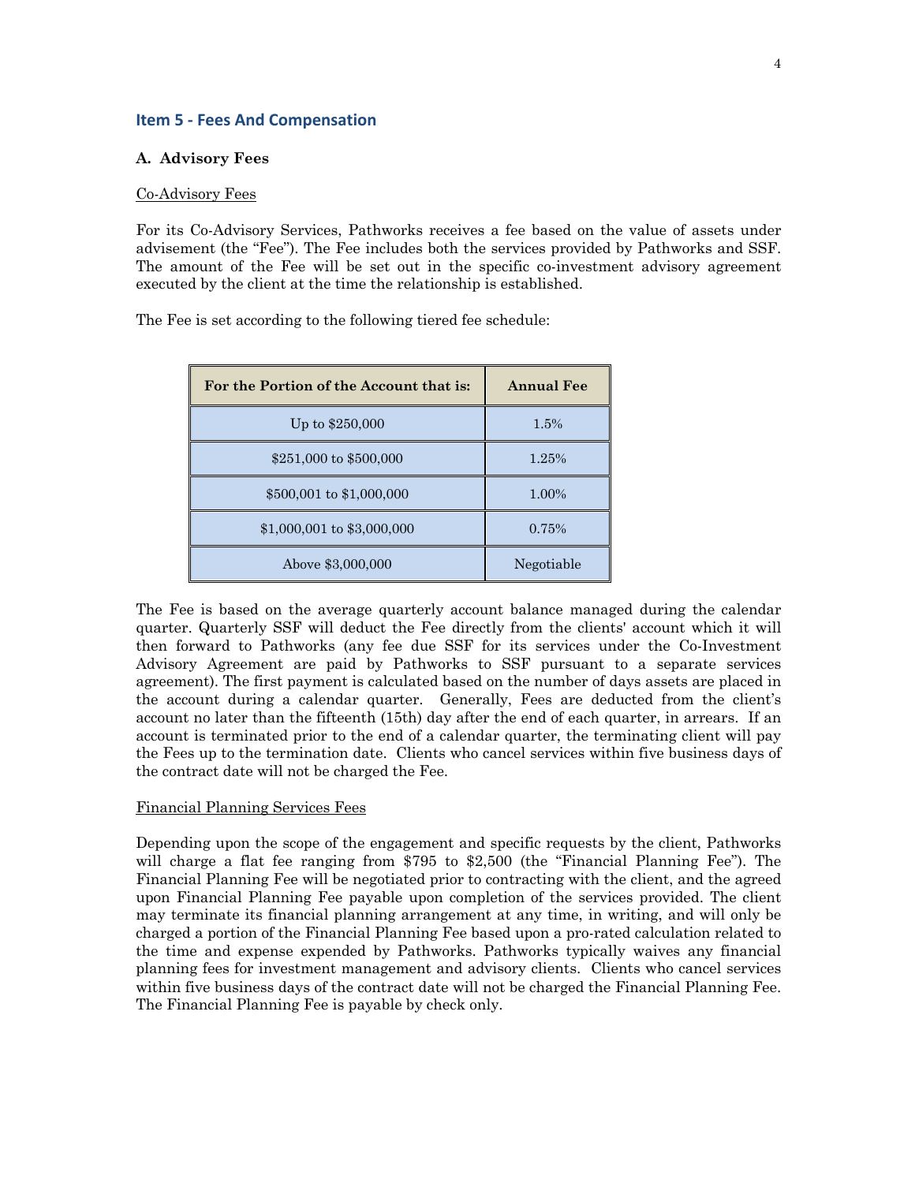## Item 5 - Fees And Compensation

**A. Advisory Fees**

Co-Advisory Fees

For its Co-Advisory Services, Pathworks receives a fee based on the value of assets under advisement (the "Fee"). The Fee includes both the services provided by Pathworks and SSF. The amount of the Fee will be set out in the specific co-investment advisory agreement executed by the client at the time the relationship is established.

The Fee is set according to the following tiered fee schedule:

| For the Portion of the Account that is: | Annual Fee |
|---|---|
| Up to $250,000 | 1.5% |
| $251,000 to $500,000 | 1.25% |
| $500,001 to $1,000,000 | 1.00% |
| $1,000,001 to $3,000,000 | 0.75% |
| Above $3,000,000 | Negotiable |

The Fee is based on the average quarterly account balance managed during the calendar quarter. Quarterly SSF will deduct the Fee directly from the clients' account which it will then forward to Pathworks (any fee due SSF for its services under the Co-Investment Advisory Agreement are paid by Pathworks to SSF pursuant to a separate services agreement). The first payment is calculated based on the number of days assets are placed in the account during a calendar quarter. Generally, Fees are deducted from the client's account no later than the fifteenth (15th) day after the end of each quarter, in arrears. If an account is terminated prior to the end of a calendar quarter, the terminating client will pay the Fees up to the termination date. Clients who cancel services within five business days of the contract date will not be charged the Fee.

Financial Planning Services Fees

Depending upon the scope of the engagement and specific requests by the client, Pathworks will charge a flat fee ranging from $795 to $2,500 (the "Financial Planning Fee"). The Financial Planning Fee will be negotiated prior to contracting with the client, and the agreed upon Financial Planning Fee payable upon completion of the services provided. The client may terminate its financial planning arrangement at any time, in writing, and will only be charged a portion of the Financial Planning Fee based upon a pro-rated calculation related to the time and expense expended by Pathworks. Pathworks typically waives any financial planning fees for investment management and advisory clients. Clients who cancel services within five business days of the contract date will not be charged the Financial Planning Fee. The Financial Planning Fee is payable by check only.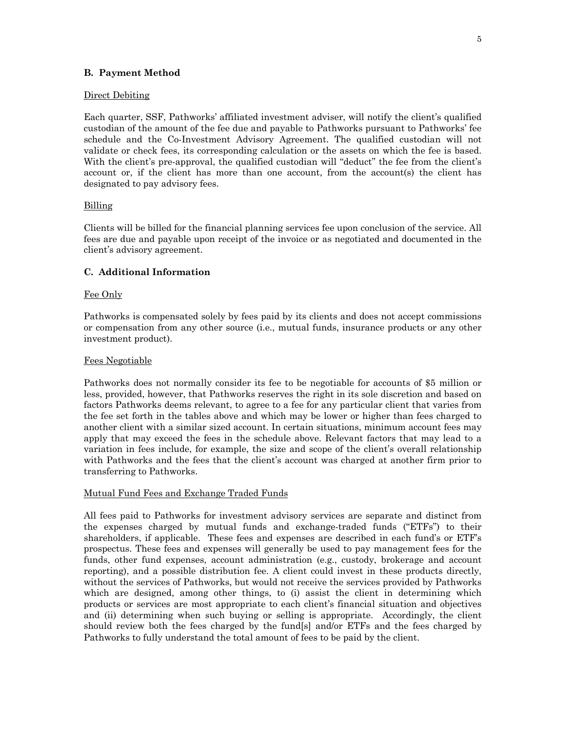### B. Payment Method

Direct Debiting

Each quarter, SSF, Pathworks' affiliated investment adviser, will notify the client's qualified custodian of the amount of the fee due and payable to Pathworks pursuant to Pathworks' fee schedule and the Co-Investment Advisory Agreement. The qualified custodian will not validate or check fees, its corresponding calculation or the assets on which the fee is based. With the client's pre-approval, the qualified custodian will "deduct" the fee from the client's account or, if the client has more than one account, from the account(s) the client has designated to pay advisory fees.

Billing

Clients will be billed for the financial planning services fee upon conclusion of the service. All fees are due and payable upon receipt of the invoice or as negotiated and documented in the client's advisory agreement.

### C. Additional Information

Fee Only

Pathworks is compensated solely by fees paid by its clients and does not accept commissions or compensation from any other source (i.e., mutual funds, insurance products or any other investment product).

Fees Negotiable

Pathworks does not normally consider its fee to be negotiable for accounts of $5 million or less, provided, however, that Pathworks reserves the right in its sole discretion and based on factors Pathworks deems relevant, to agree to a fee for any particular client that varies from the fee set forth in the tables above and which may be lower or higher than fees charged to another client with a similar sized account. In certain situations, minimum account fees may apply that may exceed the fees in the schedule above. Relevant factors that may lead to a variation in fees include, for example, the size and scope of the client's overall relationship with Pathworks and the fees that the client's account was charged at another firm prior to transferring to Pathworks.

Mutual Fund Fees and Exchange Traded Funds

All fees paid to Pathworks for investment advisory services are separate and distinct from the expenses charged by mutual funds and exchange-traded funds ("ETFs") to their shareholders, if applicable. These fees and expenses are described in each fund's or ETF's prospectus. These fees and expenses will generally be used to pay management fees for the funds, other fund expenses, account administration (e.g., custody, brokerage and account reporting), and a possible distribution fee. A client could invest in these products directly, without the services of Pathworks, but would not receive the services provided by Pathworks which are designed, among other things, to (i) assist the client in determining which products or services are most appropriate to each client's financial situation and objectives and (ii) determining when such buying or selling is appropriate. Accordingly, the client should review both the fees charged by the fund[s] and/or ETFs and the fees charged by Pathworks to fully understand the total amount of fees to be paid by the client.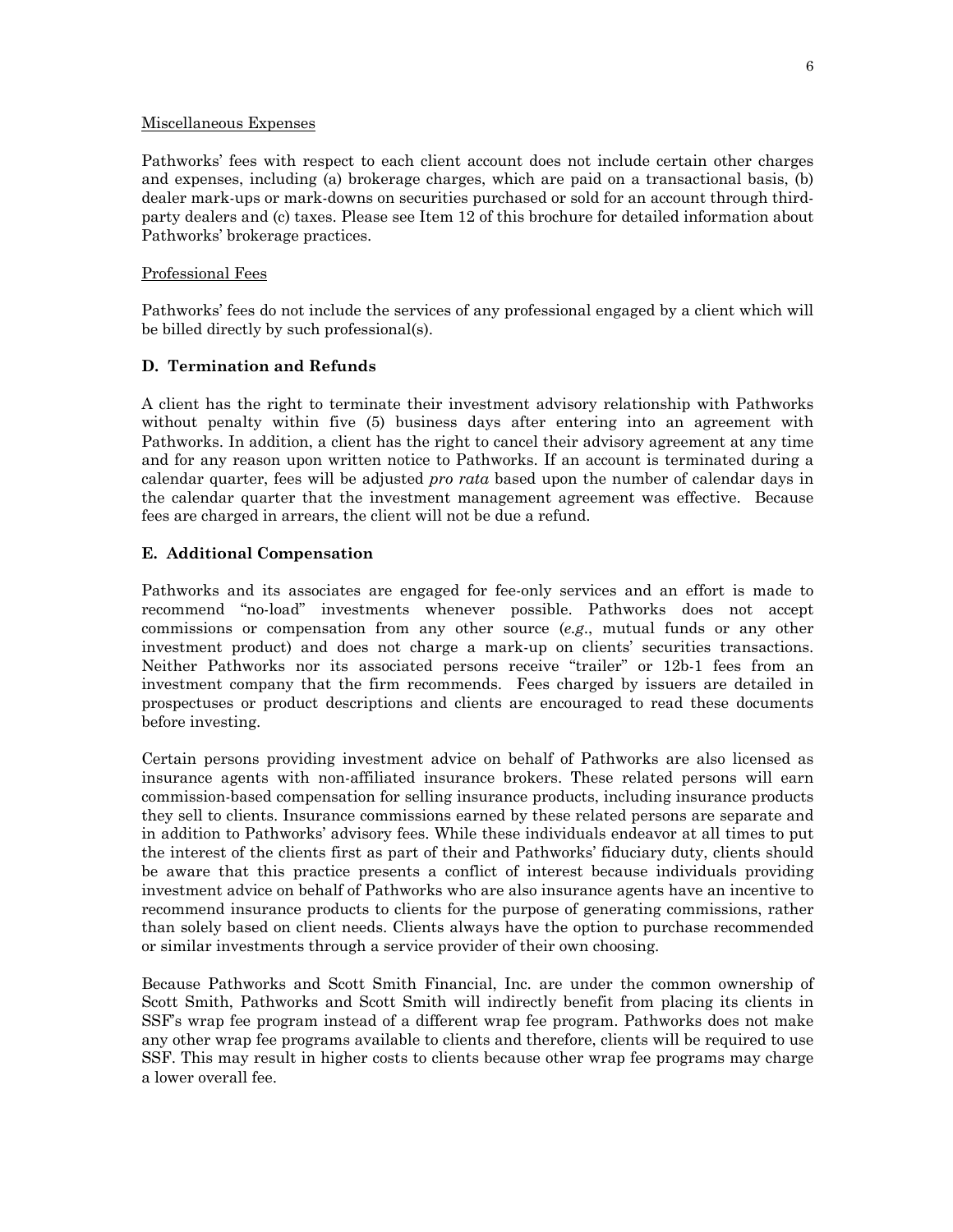Miscellaneous Expenses

Pathworks' fees with respect to each client account does not include certain other charges and expenses, including (a) brokerage charges, which are paid on a transactional basis, (b) dealer mark-ups or mark-downs on securities purchased or sold for an account through third-party dealers and (c) taxes. Please see Item 12 of this brochure for detailed information about Pathworks' brokerage practices.

Professional Fees

Pathworks' fees do not include the services of any professional engaged by a client which will be billed directly by such professional(s).

### D. Termination and Refunds

A client has the right to terminate their investment advisory relationship with Pathworks without penalty within five (5) business days after entering into an agreement with Pathworks. In addition, a client has the right to cancel their advisory agreement at any time and for any reason upon written notice to Pathworks. If an account is terminated during a calendar quarter, fees will be adjusted *pro rata* based upon the number of calendar days in the calendar quarter that the investment management agreement was effective. Because fees are charged in arrears, the client will not be due a refund.

### E. Additional Compensation

Pathworks and its associates are engaged for fee-only services and an effort is made to recommend "no-load" investments whenever possible. Pathworks does not accept commissions or compensation from any other source (*e.g.*, mutual funds or any other investment product) and does not charge a mark-up on clients' securities transactions. Neither Pathworks nor its associated persons receive "trailer" or 12b-1 fees from an investment company that the firm recommends. Fees charged by issuers are detailed in prospectuses or product descriptions and clients are encouraged to read these documents before investing.

Certain persons providing investment advice on behalf of Pathworks are also licensed as insurance agents with non-affiliated insurance brokers. These related persons will earn commission-based compensation for selling insurance products, including insurance products they sell to clients. Insurance commissions earned by these related persons are separate and in addition to Pathworks' advisory fees. While these individuals endeavor at all times to put the interest of the clients first as part of their and Pathworks' fiduciary duty, clients should be aware that this practice presents a conflict of interest because individuals providing investment advice on behalf of Pathworks who are also insurance agents have an incentive to recommend insurance products to clients for the purpose of generating commissions, rather than solely based on client needs. Clients always have the option to purchase recommended or similar investments through a service provider of their own choosing.

Because Pathworks and Scott Smith Financial, Inc. are under the common ownership of Scott Smith, Pathworks and Scott Smith will indirectly benefit from placing its clients in SSF's wrap fee program instead of a different wrap fee program. Pathworks does not make any other wrap fee programs available to clients and therefore, clients will be required to use SSF. This may result in higher costs to clients because other wrap fee programs may charge a lower overall fee.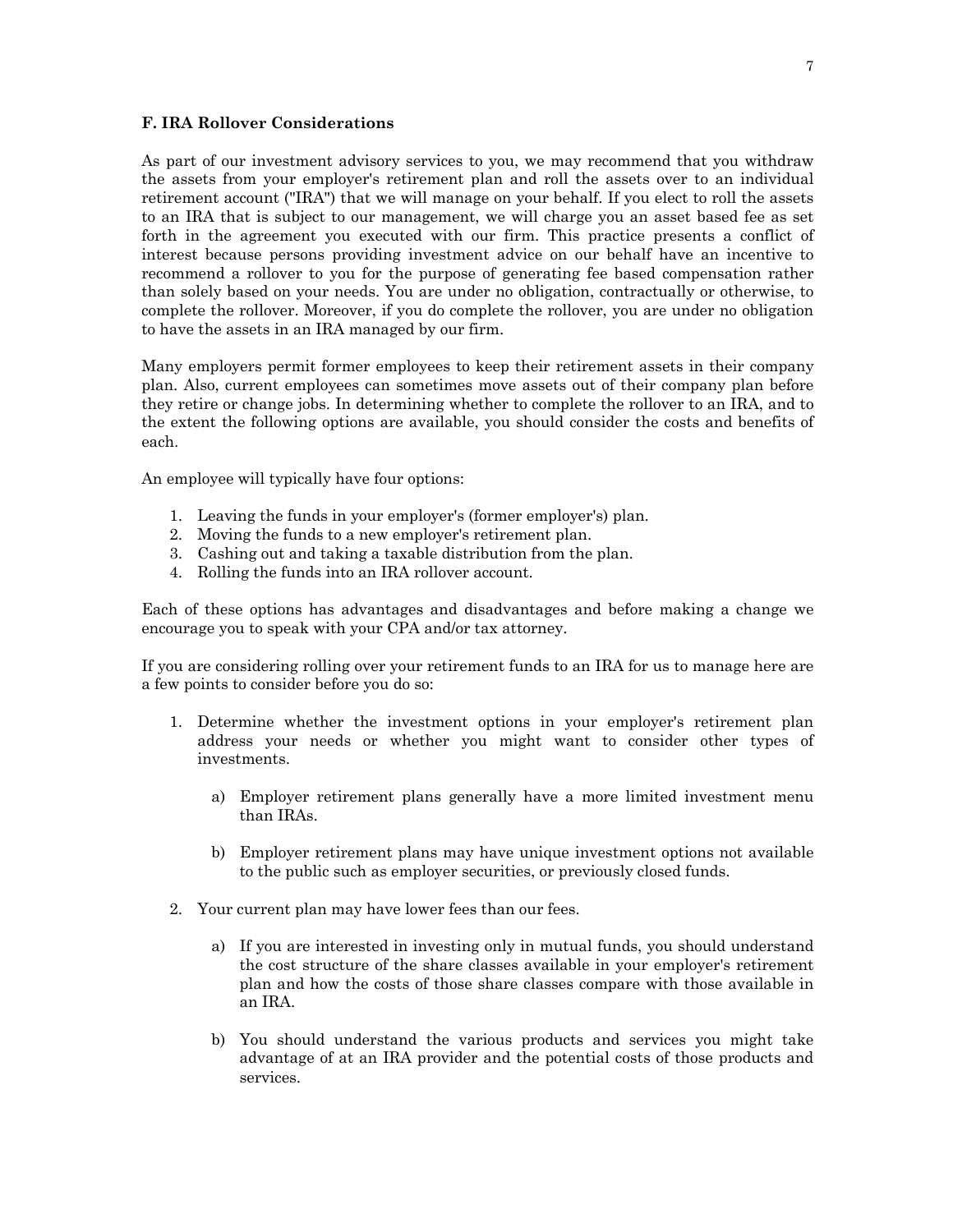### F. IRA Rollover Considerations

As part of our investment advisory services to you, we may recommend that you withdraw the assets from your employer's retirement plan and roll the assets over to an individual retirement account ("IRA") that we will manage on your behalf. If you elect to roll the assets to an IRA that is subject to our management, we will charge you an asset based fee as set forth in the agreement you executed with our firm. This practice presents a conflict of interest because persons providing investment advice on our behalf have an incentive to recommend a rollover to you for the purpose of generating fee based compensation rather than solely based on your needs. You are under no obligation, contractually or otherwise, to complete the rollover. Moreover, if you do complete the rollover, you are under no obligation to have the assets in an IRA managed by our firm.

Many employers permit former employees to keep their retirement assets in their company plan. Also, current employees can sometimes move assets out of their company plan before they retire or change jobs. In determining whether to complete the rollover to an IRA, and to the extent the following options are available, you should consider the costs and benefits of each.

An employee will typically have four options:

1. Leaving the funds in your employer's (former employer's) plan.
2. Moving the funds to a new employer's retirement plan.
3. Cashing out and taking a taxable distribution from the plan.
4. Rolling the funds into an IRA rollover account.

Each of these options has advantages and disadvantages and before making a change we encourage you to speak with your CPA and/or tax attorney.

If you are considering rolling over your retirement funds to an IRA for us to manage here are a few points to consider before you do so:

1. Determine whether the investment options in your employer's retirement plan address your needs or whether you might want to consider other types of investments.

   a) Employer retirement plans generally have a more limited investment menu than IRAs.

   b) Employer retirement plans may have unique investment options not available to the public such as employer securities, or previously closed funds.

2. Your current plan may have lower fees than our fees.

   a) If you are interested in investing only in mutual funds, you should understand the cost structure of the share classes available in your employer's retirement plan and how the costs of those share classes compare with those available in an IRA.

   b) You should understand the various products and services you might take advantage of at an IRA provider and the potential costs of those products and services.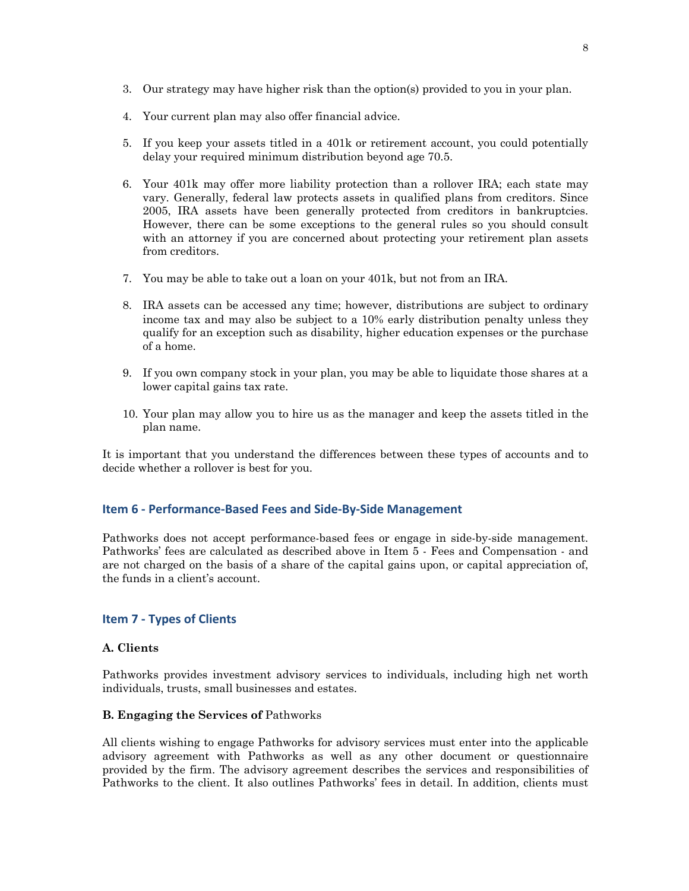3. Our strategy may have higher risk than the option(s) provided to you in your plan.

4. Your current plan may also offer financial advice.

5. If you keep your assets titled in a 401k or retirement account, you could potentially delay your required minimum distribution beyond age 70.5.

6. Your 401k may offer more liability protection than a rollover IRA; each state may vary. Generally, federal law protects assets in qualified plans from creditors. Since 2005, IRA assets have been generally protected from creditors in bankruptcies. However, there can be some exceptions to the general rules so you should consult with an attorney if you are concerned about protecting your retirement plan assets from creditors.

7. You may be able to take out a loan on your 401k, but not from an IRA.

8. IRA assets can be accessed any time; however, distributions are subject to ordinary income tax and may also be subject to a 10% early distribution penalty unless they qualify for an exception such as disability, higher education expenses or the purchase of a home.

9. If you own company stock in your plan, you may be able to liquidate those shares at a lower capital gains tax rate.

10. Your plan may allow you to hire us as the manager and keep the assets titled in the plan name.

It is important that you understand the differences between these types of accounts and to decide whether a rollover is best for you.

## Item 6 - Performance-Based Fees and Side-By-Side Management

Pathworks does not accept performance-based fees or engage in side-by-side management. Pathworks' fees are calculated as described above in Item 5 - Fees and Compensation - and are not charged on the basis of a share of the capital gains upon, or capital appreciation of, the funds in a client's account.

## Item 7 - Types of Clients

### A. Clients

Pathworks provides investment advisory services to individuals, including high net worth individuals, trusts, small businesses and estates.

### B. Engaging the Services of Pathworks

All clients wishing to engage Pathworks for advisory services must enter into the applicable advisory agreement with Pathworks as well as any other document or questionnaire provided by the firm. The advisory agreement describes the services and responsibilities of Pathworks to the client. It also outlines Pathworks' fees in detail. In addition, clients must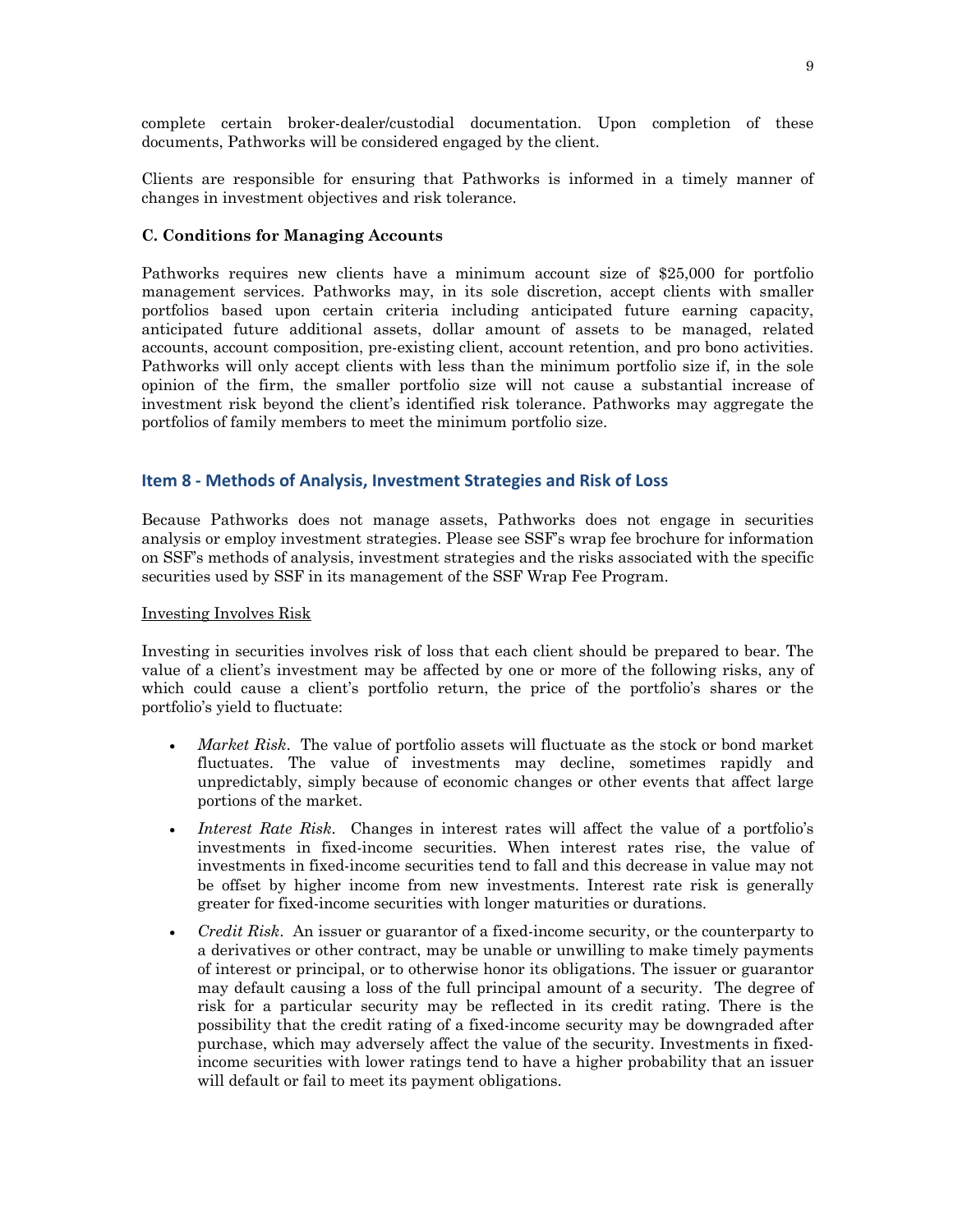complete certain broker-dealer/custodial documentation. Upon completion of these documents, Pathworks will be considered engaged by the client.

Clients are responsible for ensuring that Pathworks is informed in a timely manner of changes in investment objectives and risk tolerance.

**C. Conditions for Managing Accounts**

Pathworks requires new clients have a minimum account size of $25,000 for portfolio management services. Pathworks may, in its sole discretion, accept clients with smaller portfolios based upon certain criteria including anticipated future earning capacity, anticipated future additional assets, dollar amount of assets to be managed, related accounts, account composition, pre-existing client, account retention, and pro bono activities. Pathworks will only accept clients with less than the minimum portfolio size if, in the sole opinion of the firm, the smaller portfolio size will not cause a substantial increase of investment risk beyond the client's identified risk tolerance. Pathworks may aggregate the portfolios of family members to meet the minimum portfolio size.

## Item 8 - Methods of Analysis, Investment Strategies and Risk of Loss

Because Pathworks does not manage assets, Pathworks does not engage in securities analysis or employ investment strategies. Please see SSF's wrap fee brochure for information on SSF's methods of analysis, investment strategies and the risks associated with the specific securities used by SSF in its management of the SSF Wrap Fee Program.

Investing Involves Risk

Investing in securities involves risk of loss that each client should be prepared to bear. The value of a client's investment may be affected by one or more of the following risks, any of which could cause a client's portfolio return, the price of the portfolio's shares or the portfolio's yield to fluctuate:

- *Market Risk*. The value of portfolio assets will fluctuate as the stock or bond market fluctuates. The value of investments may decline, sometimes rapidly and unpredictably, simply because of economic changes or other events that affect large portions of the market.
- *Interest Rate Risk*. Changes in interest rates will affect the value of a portfolio's investments in fixed-income securities. When interest rates rise, the value of investments in fixed-income securities tend to fall and this decrease in value may not be offset by higher income from new investments. Interest rate risk is generally greater for fixed-income securities with longer maturities or durations.
- *Credit Risk*. An issuer or guarantor of a fixed-income security, or the counterparty to a derivatives or other contract, may be unable or unwilling to make timely payments of interest or principal, or to otherwise honor its obligations. The issuer or guarantor may default causing a loss of the full principal amount of a security. The degree of risk for a particular security may be reflected in its credit rating. There is the possibility that the credit rating of a fixed-income security may be downgraded after purchase, which may adversely affect the value of the security. Investments in fixed-income securities with lower ratings tend to have a higher probability that an issuer will default or fail to meet its payment obligations.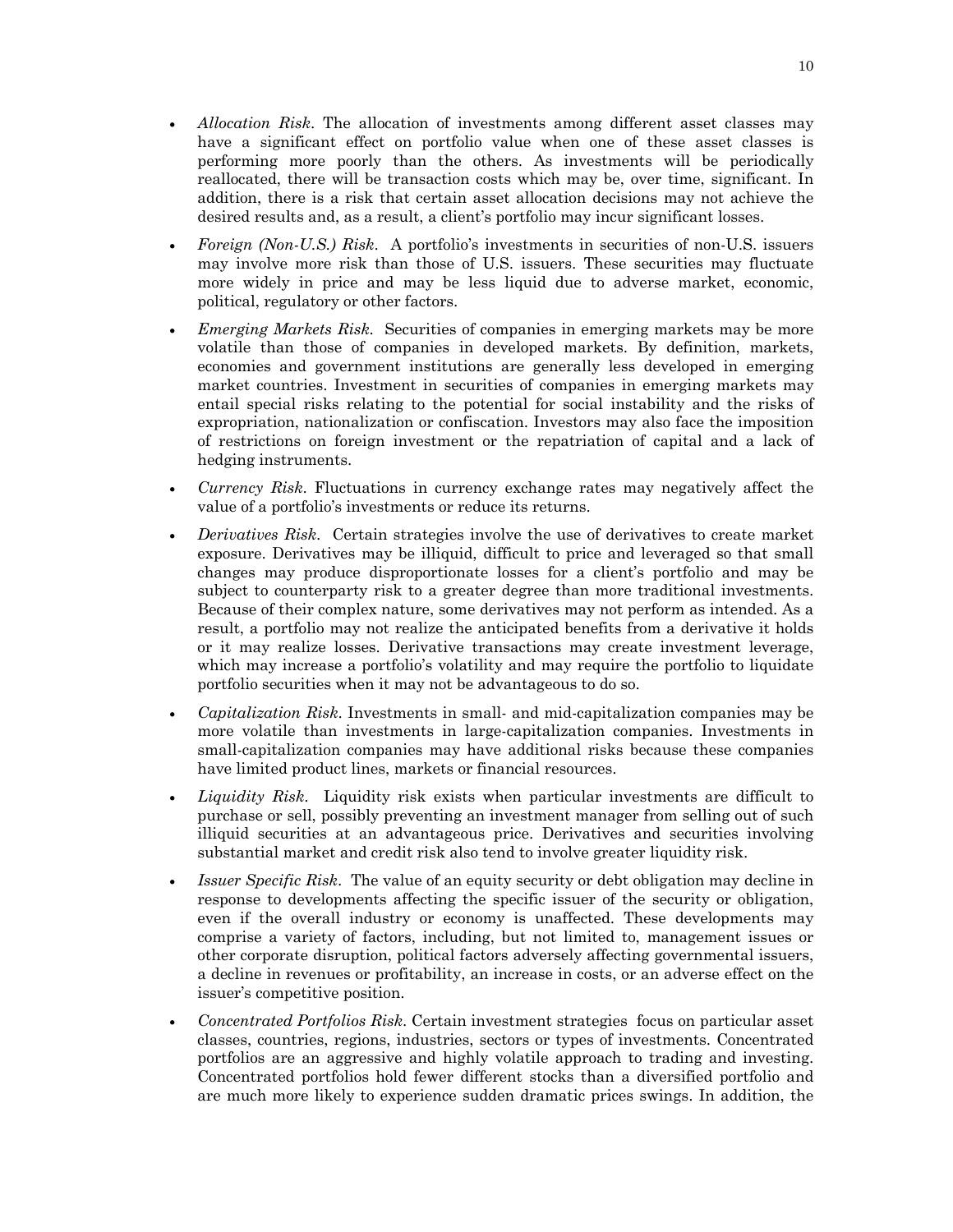- *Allocation Risk*. The allocation of investments among different asset classes may have a significant effect on portfolio value when one of these asset classes is performing more poorly than the others. As investments will be periodically reallocated, there will be transaction costs which may be, over time, significant. In addition, there is a risk that certain asset allocation decisions may not achieve the desired results and, as a result, a client's portfolio may incur significant losses.

- *Foreign (Non-U.S.) Risk*. A portfolio's investments in securities of non-U.S. issuers may involve more risk than those of U.S. issuers. These securities may fluctuate more widely in price and may be less liquid due to adverse market, economic, political, regulatory or other factors.

- *Emerging Markets Risk*. Securities of companies in emerging markets may be more volatile than those of companies in developed markets. By definition, markets, economies and government institutions are generally less developed in emerging market countries. Investment in securities of companies in emerging markets may entail special risks relating to the potential for social instability and the risks of expropriation, nationalization or confiscation. Investors may also face the imposition of restrictions on foreign investment or the repatriation of capital and a lack of hedging instruments.

- *Currency Risk*. Fluctuations in currency exchange rates may negatively affect the value of a portfolio's investments or reduce its returns.

- *Derivatives Risk*. Certain strategies involve the use of derivatives to create market exposure. Derivatives may be illiquid, difficult to price and leveraged so that small changes may produce disproportionate losses for a client's portfolio and may be subject to counterparty risk to a greater degree than more traditional investments. Because of their complex nature, some derivatives may not perform as intended. As a result, a portfolio may not realize the anticipated benefits from a derivative it holds or it may realize losses. Derivative transactions may create investment leverage, which may increase a portfolio's volatility and may require the portfolio to liquidate portfolio securities when it may not be advantageous to do so.

- *Capitalization Risk*. Investments in small- and mid-capitalization companies may be more volatile than investments in large-capitalization companies. Investments in small-capitalization companies may have additional risks because these companies have limited product lines, markets or financial resources.

- *Liquidity Risk*. Liquidity risk exists when particular investments are difficult to purchase or sell, possibly preventing an investment manager from selling out of such illiquid securities at an advantageous price. Derivatives and securities involving substantial market and credit risk also tend to involve greater liquidity risk.

- *Issuer Specific Risk*. The value of an equity security or debt obligation may decline in response to developments affecting the specific issuer of the security or obligation, even if the overall industry or economy is unaffected. These developments may comprise a variety of factors, including, but not limited to, management issues or other corporate disruption, political factors adversely affecting governmental issuers, a decline in revenues or profitability, an increase in costs, or an adverse effect on the issuer's competitive position.

- *Concentrated Portfolios Risk*. Certain investment strategies focus on particular asset classes, countries, regions, industries, sectors or types of investments. Concentrated portfolios are an aggressive and highly volatile approach to trading and investing. Concentrated portfolios hold fewer different stocks than a diversified portfolio and are much more likely to experience sudden dramatic prices swings. In addition, the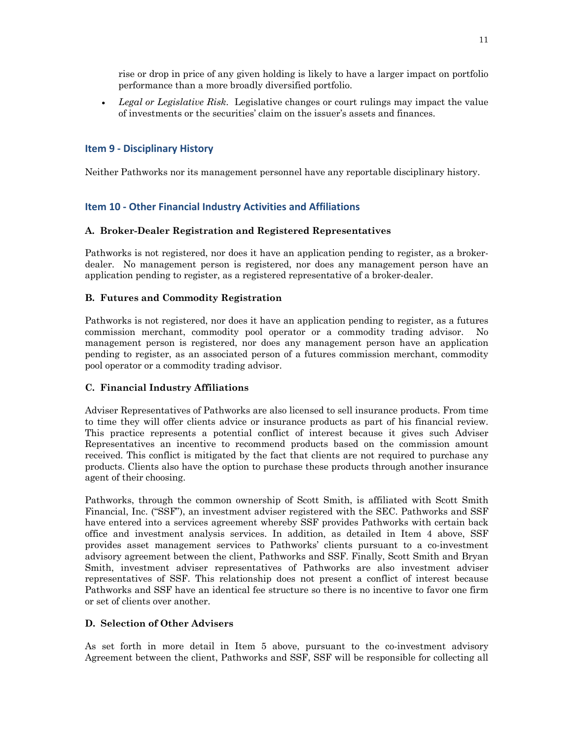rise or drop in price of any given holding is likely to have a larger impact on portfolio performance than a more broadly diversified portfolio.

- *Legal or Legislative Risk*. Legislative changes or court rulings may impact the value of investments or the securities' claim on the issuer's assets and finances.

## Item 9 - Disciplinary History

Neither Pathworks nor its management personnel have any reportable disciplinary history.

## Item 10 - Other Financial Industry Activities and Affiliations

### A. Broker-Dealer Registration and Registered Representatives

Pathworks is not registered, nor does it have an application pending to register, as a broker-dealer. No management person is registered, nor does any management person have an application pending to register, as a registered representative of a broker-dealer.

### B. Futures and Commodity Registration

Pathworks is not registered, nor does it have an application pending to register, as a futures commission merchant, commodity pool operator or a commodity trading advisor. No management person is registered, nor does any management person have an application pending to register, as an associated person of a futures commission merchant, commodity pool operator or a commodity trading advisor.

### C. Financial Industry Affiliations

Adviser Representatives of Pathworks are also licensed to sell insurance products. From time to time they will offer clients advice or insurance products as part of his financial review. This practice represents a potential conflict of interest because it gives such Adviser Representatives an incentive to recommend products based on the commission amount received. This conflict is mitigated by the fact that clients are not required to purchase any products. Clients also have the option to purchase these products through another insurance agent of their choosing.

Pathworks, through the common ownership of Scott Smith, is affiliated with Scott Smith Financial, Inc. ("SSF"), an investment adviser registered with the SEC. Pathworks and SSF have entered into a services agreement whereby SSF provides Pathworks with certain back office and investment analysis services. In addition, as detailed in Item 4 above, SSF provides asset management services to Pathworks' clients pursuant to a co-investment advisory agreement between the client, Pathworks and SSF. Finally, Scott Smith and Bryan Smith, investment adviser representatives of Pathworks are also investment adviser representatives of SSF. This relationship does not present a conflict of interest because Pathworks and SSF have an identical fee structure so there is no incentive to favor one firm or set of clients over another.

### D. Selection of Other Advisers

As set forth in more detail in Item 5 above, pursuant to the co-investment advisory Agreement between the client, Pathworks and SSF, SSF will be responsible for collecting all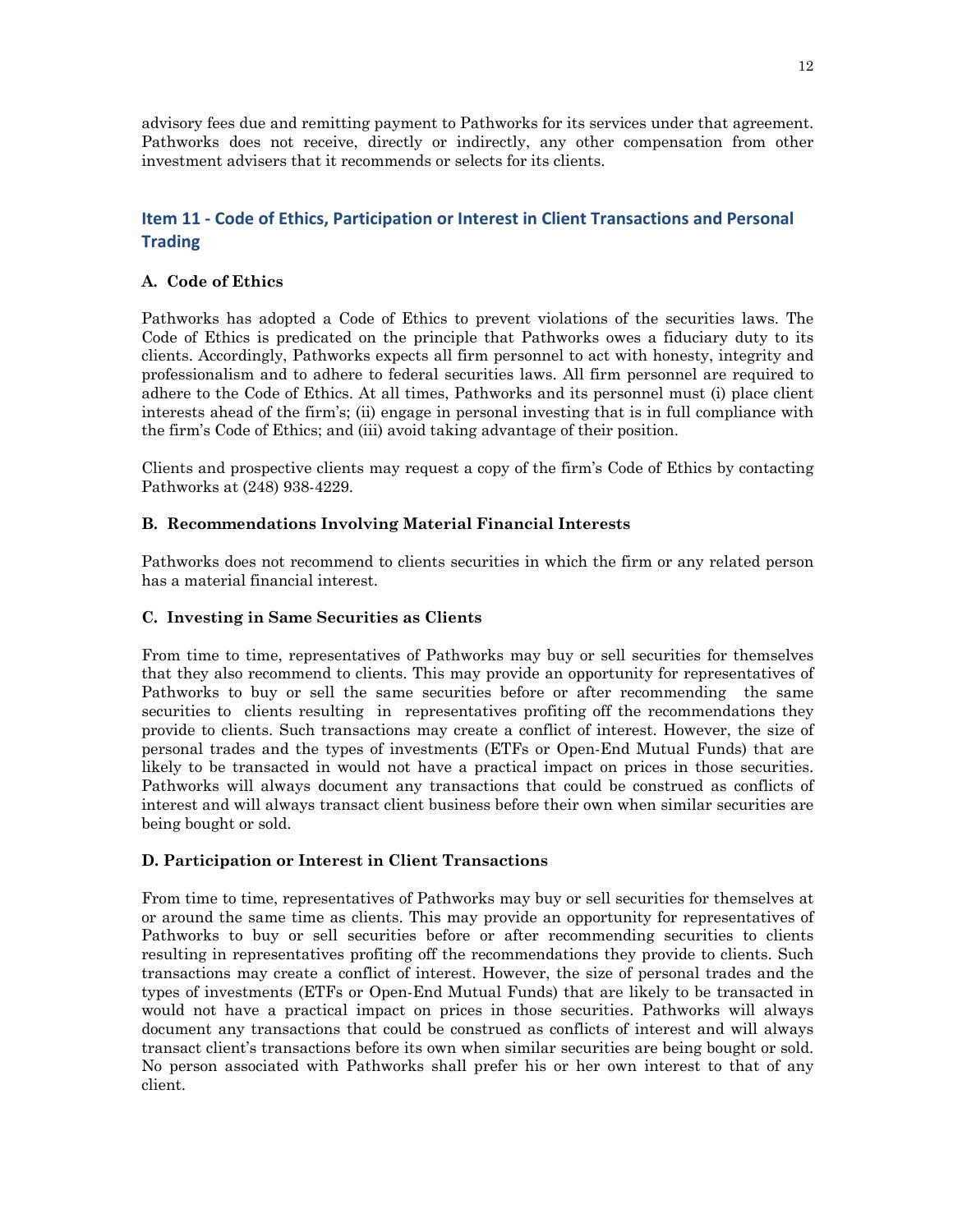advisory fees due and remitting payment to Pathworks for its services under that agreement. Pathworks does not receive, directly or indirectly, any other compensation from other investment advisers that it recommends or selects for its clients.

## Item 11 - Code of Ethics, Participation or Interest in Client Transactions and Personal Trading

### A. Code of Ethics

Pathworks has adopted a Code of Ethics to prevent violations of the securities laws. The Code of Ethics is predicated on the principle that Pathworks owes a fiduciary duty to its clients. Accordingly, Pathworks expects all firm personnel to act with honesty, integrity and professionalism and to adhere to federal securities laws. All firm personnel are required to adhere to the Code of Ethics. At all times, Pathworks and its personnel must (i) place client interests ahead of the firm's; (ii) engage in personal investing that is in full compliance with the firm's Code of Ethics; and (iii) avoid taking advantage of their position.

Clients and prospective clients may request a copy of the firm's Code of Ethics by contacting Pathworks at (248) 938-4229.

### B. Recommendations Involving Material Financial Interests

Pathworks does not recommend to clients securities in which the firm or any related person has a material financial interest.

### C. Investing in Same Securities as Clients

From time to time, representatives of Pathworks may buy or sell securities for themselves that they also recommend to clients. This may provide an opportunity for representatives of Pathworks to buy or sell the same securities before or after recommending the same securities to clients resulting in representatives profiting off the recommendations they provide to clients. Such transactions may create a conflict of interest. However, the size of personal trades and the types of investments (ETFs or Open-End Mutual Funds) that are likely to be transacted in would not have a practical impact on prices in those securities. Pathworks will always document any transactions that could be construed as conflicts of interest and will always transact client business before their own when similar securities are being bought or sold.

### D. Participation or Interest in Client Transactions

From time to time, representatives of Pathworks may buy or sell securities for themselves at or around the same time as clients. This may provide an opportunity for representatives of Pathworks to buy or sell securities before or after recommending securities to clients resulting in representatives profiting off the recommendations they provide to clients. Such transactions may create a conflict of interest. However, the size of personal trades and the types of investments (ETFs or Open-End Mutual Funds) that are likely to be transacted in would not have a practical impact on prices in those securities. Pathworks will always document any transactions that could be construed as conflicts of interest and will always transact client's transactions before its own when similar securities are being bought or sold. No person associated with Pathworks shall prefer his or her own interest to that of any client.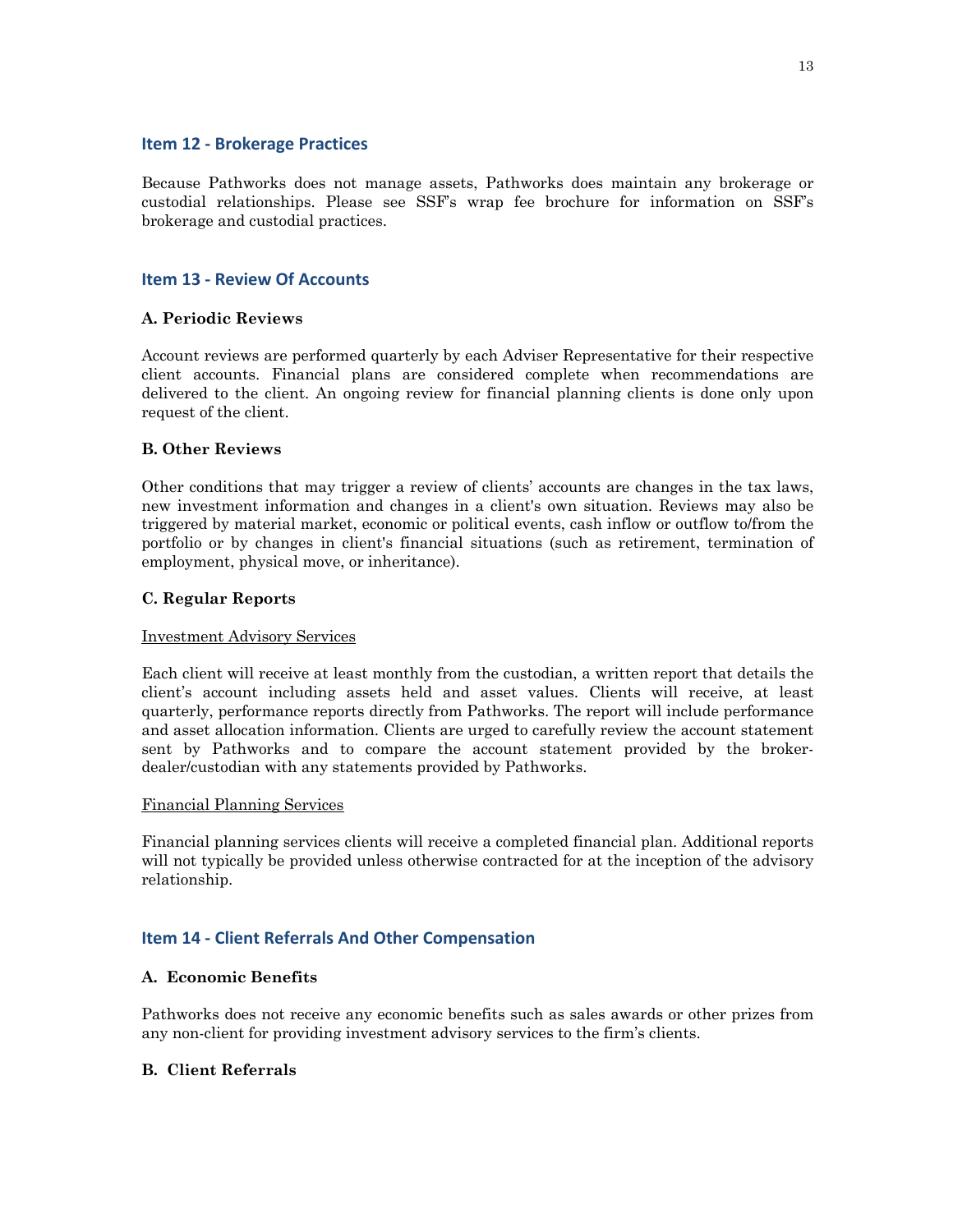## Item 12 - Brokerage Practices

Because Pathworks does not manage assets, Pathworks does maintain any brokerage or custodial relationships. Please see SSF's wrap fee brochure for information on SSF's brokerage and custodial practices.

## Item 13 - Review Of Accounts

### A. Periodic Reviews

Account reviews are performed quarterly by each Adviser Representative for their respective client accounts. Financial plans are considered complete when recommendations are delivered to the client. An ongoing review for financial planning clients is done only upon request of the client.

### B. Other Reviews

Other conditions that may trigger a review of clients' accounts are changes in the tax laws, new investment information and changes in a client's own situation. Reviews may also be triggered by material market, economic or political events, cash inflow or outflow to/from the portfolio or by changes in client's financial situations (such as retirement, termination of employment, physical move, or inheritance).

### C. Regular Reports

Investment Advisory Services

Each client will receive at least monthly from the custodian, a written report that details the client's account including assets held and asset values. Clients will receive, at least quarterly, performance reports directly from Pathworks. The report will include performance and asset allocation information. Clients are urged to carefully review the account statement sent by Pathworks and to compare the account statement provided by the broker-dealer/custodian with any statements provided by Pathworks.

Financial Planning Services

Financial planning services clients will receive a completed financial plan. Additional reports will not typically be provided unless otherwise contracted for at the inception of the advisory relationship.

## Item 14 - Client Referrals And Other Compensation

### A. Economic Benefits

Pathworks does not receive any economic benefits such as sales awards or other prizes from any non-client for providing investment advisory services to the firm's clients.

### B. Client Referrals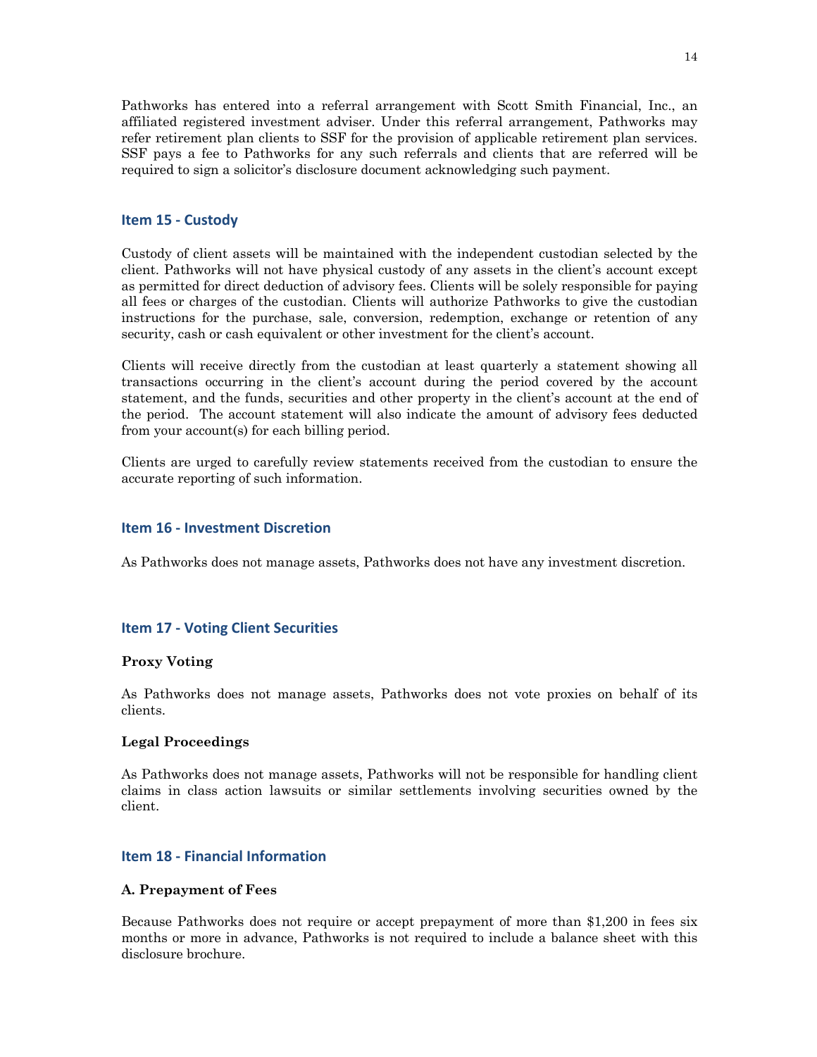Pathworks has entered into a referral arrangement with Scott Smith Financial, Inc., an affiliated registered investment adviser. Under this referral arrangement, Pathworks may refer retirement plan clients to SSF for the provision of applicable retirement plan services. SSF pays a fee to Pathworks for any such referrals and clients that are referred will be required to sign a solicitor's disclosure document acknowledging such payment.

## Item 15 - Custody

Custody of client assets will be maintained with the independent custodian selected by the client. Pathworks will not have physical custody of any assets in the client's account except as permitted for direct deduction of advisory fees. Clients will be solely responsible for paying all fees or charges of the custodian. Clients will authorize Pathworks to give the custodian instructions for the purchase, sale, conversion, redemption, exchange or retention of any security, cash or cash equivalent or other investment for the client's account.

Clients will receive directly from the custodian at least quarterly a statement showing all transactions occurring in the client's account during the period covered by the account statement, and the funds, securities and other property in the client's account at the end of the period. The account statement will also indicate the amount of advisory fees deducted from your account(s) for each billing period.

Clients are urged to carefully review statements received from the custodian to ensure the accurate reporting of such information.

## Item 16 - Investment Discretion

As Pathworks does not manage assets, Pathworks does not have any investment discretion.

## Item 17 - Voting Client Securities

**Proxy Voting**

As Pathworks does not manage assets, Pathworks does not vote proxies on behalf of its clients.

**Legal Proceedings**

As Pathworks does not manage assets, Pathworks will not be responsible for handling client claims in class action lawsuits or similar settlements involving securities owned by the client.

## Item 18 - Financial Information

**A. Prepayment of Fees**

Because Pathworks does not require or accept prepayment of more than $1,200 in fees six months or more in advance, Pathworks is not required to include a balance sheet with this disclosure brochure.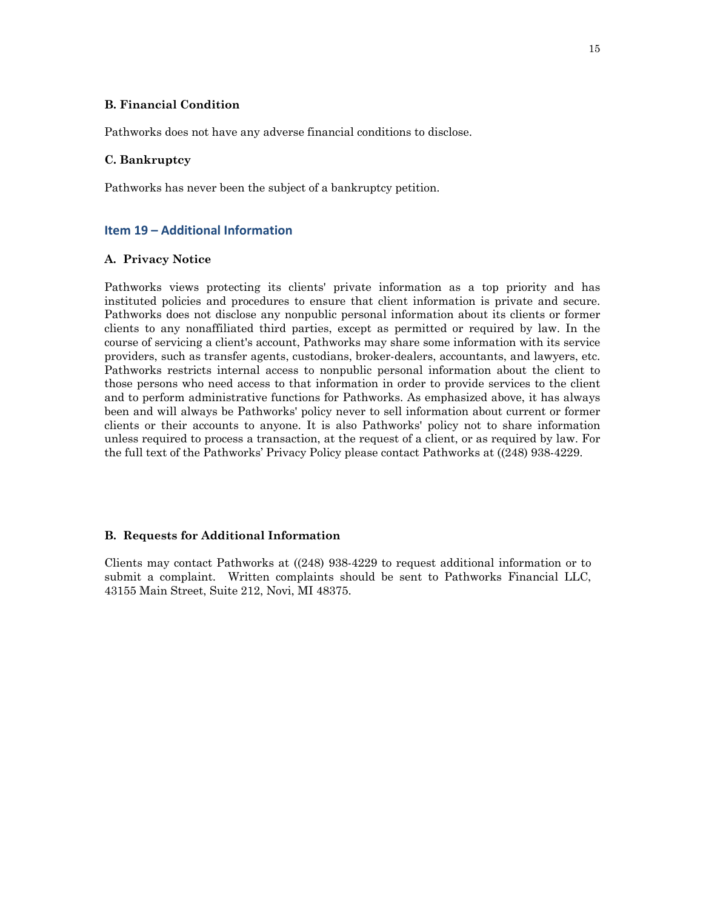### B. Financial Condition

Pathworks does not have any adverse financial conditions to disclose.

### C. Bankruptcy

Pathworks has never been the subject of a bankruptcy petition.

## Item 19 – Additional Information

### A. Privacy Notice

Pathworks views protecting its clients' private information as a top priority and has instituted policies and procedures to ensure that client information is private and secure. Pathworks does not disclose any nonpublic personal information about its clients or former clients to any nonaffiliated third parties, except as permitted or required by law. In the course of servicing a client's account, Pathworks may share some information with its service providers, such as transfer agents, custodians, broker-dealers, accountants, and lawyers, etc. Pathworks restricts internal access to nonpublic personal information about the client to those persons who need access to that information in order to provide services to the client and to perform administrative functions for Pathworks. As emphasized above, it has always been and will always be Pathworks' policy never to sell information about current or former clients or their accounts to anyone. It is also Pathworks' policy not to share information unless required to process a transaction, at the request of a client, or as required by law. For the full text of the Pathworks' Privacy Policy please contact Pathworks at ((248) 938-4229.

### B. Requests for Additional Information

Clients may contact Pathworks at ((248) 938-4229 to request additional information or to submit a complaint. Written complaints should be sent to Pathworks Financial LLC, 43155 Main Street, Suite 212, Novi, MI 48375.